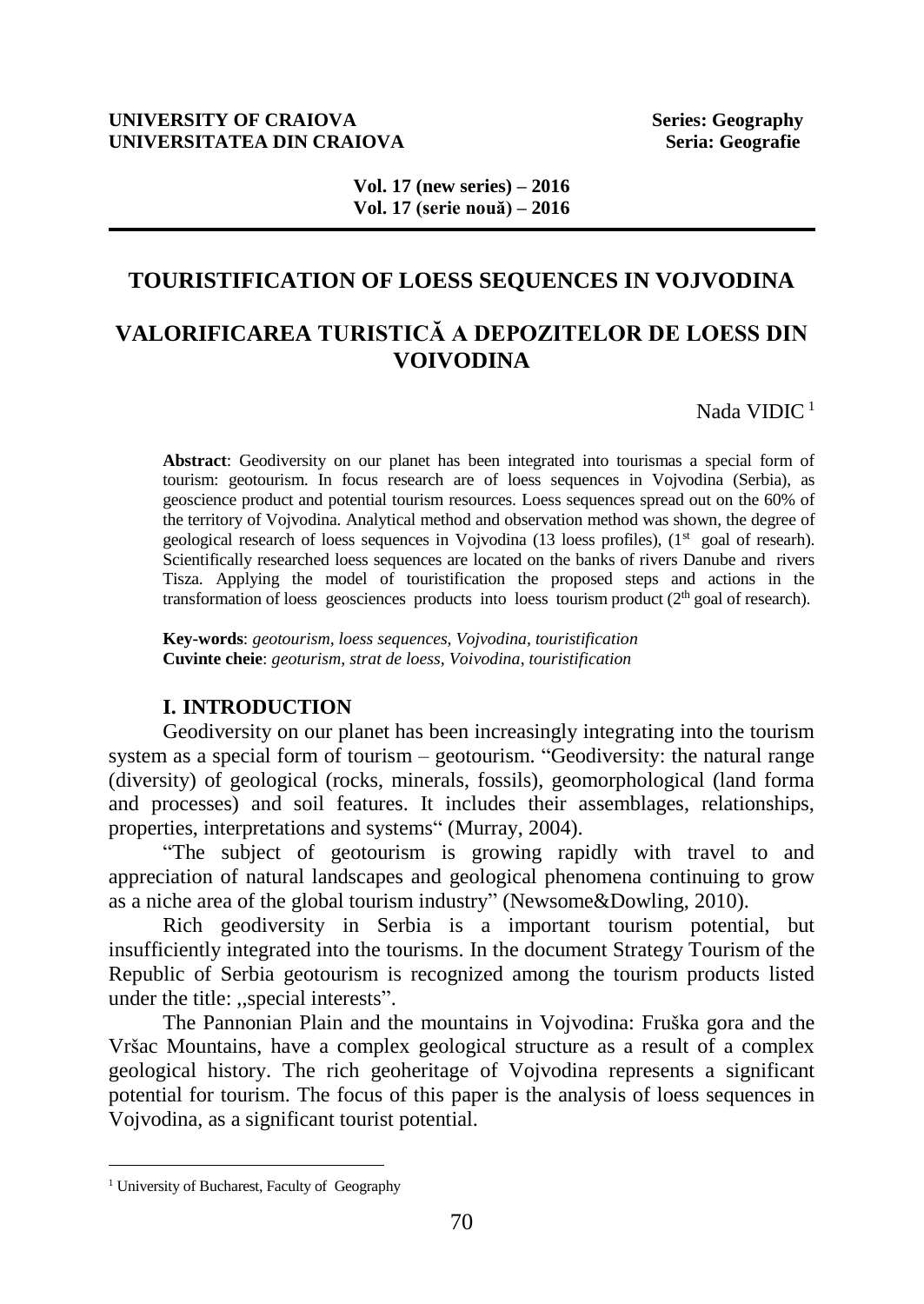**UNIVERSITY OF CRAIOVA** **Series: Geography**
**UNIVERSITATEA DIN CRAIOVA** **Seria: Geografie**

**Vol. 17 (new series) – 2016**
**Vol. 17 (serie nouă) – 2016**

# TOURISTIFICATION OF LOESS SEQUENCES IN VOJVODINA

# VALORIFICAREA TURISTICĂ A DEPOZITELOR DE LOESS DIN VOIVODINA

Nada VIDIC [1]

**Abstract**: Geodiversity on our planet has been integrated into tourismas a special form of tourism: geotourism. In focus research are of loess sequences in Vojvodina (Serbia), as geoscience product and potential tourism resources. Loess sequences spread out on the 60% of the territory of Vojvodina. Analytical method and observation method was shown, the degree of geological research of loess sequences in Vojvodina (13 loess profiles), (1st goal of researh). Scientifically researched loess sequences are located on the banks of rivers Danube and rivers Tisza. Applying the model of touristification the proposed steps and actions in the transformation of loess geosciences products into loess tourism product (2th goal of research).

**Key-words**: *geotourism, loess sequences, Vojvodina, touristification*
**Cuvinte cheie**: *geoturism, strat de loess, Voivodina, touristification*

## I. INTRODUCTION

Geodiversity on our planet has been increasingly integrating into the tourism system as a special form of tourism – geotourism. "Geodiversity: the natural range (diversity) of geological (rocks, minerals, fossils), geomorphological (land forma and processes) and soil features. It includes their assemblages, relationships, properties, interpretations and systems" (Murray, 2004).

"The subject of geotourism is growing rapidly with travel to and appreciation of natural landscapes and geological phenomena continuing to grow as a niche area of the global tourism industry" (Newsome&Dowling, 2010).

Rich geodiversity in Serbia is a important tourism potential, but insufficiently integrated into the tourisms. In the document Strategy Tourism of the Republic of Serbia geotourism is recognized among the tourism products listed under the title: ,,special interests".

The Pannonian Plain and the mountains in Vojvodina: Fruška gora and the Vršac Mountains, have a complex geological structure as a result of a complex geological history. The rich geoheritage of Vojvodina represents a significant potential for tourism. The focus of this paper is the analysis of loess sequences in Vojvodina, as a significant tourist potential.

[1] University of Bucharest, Faculty of Geography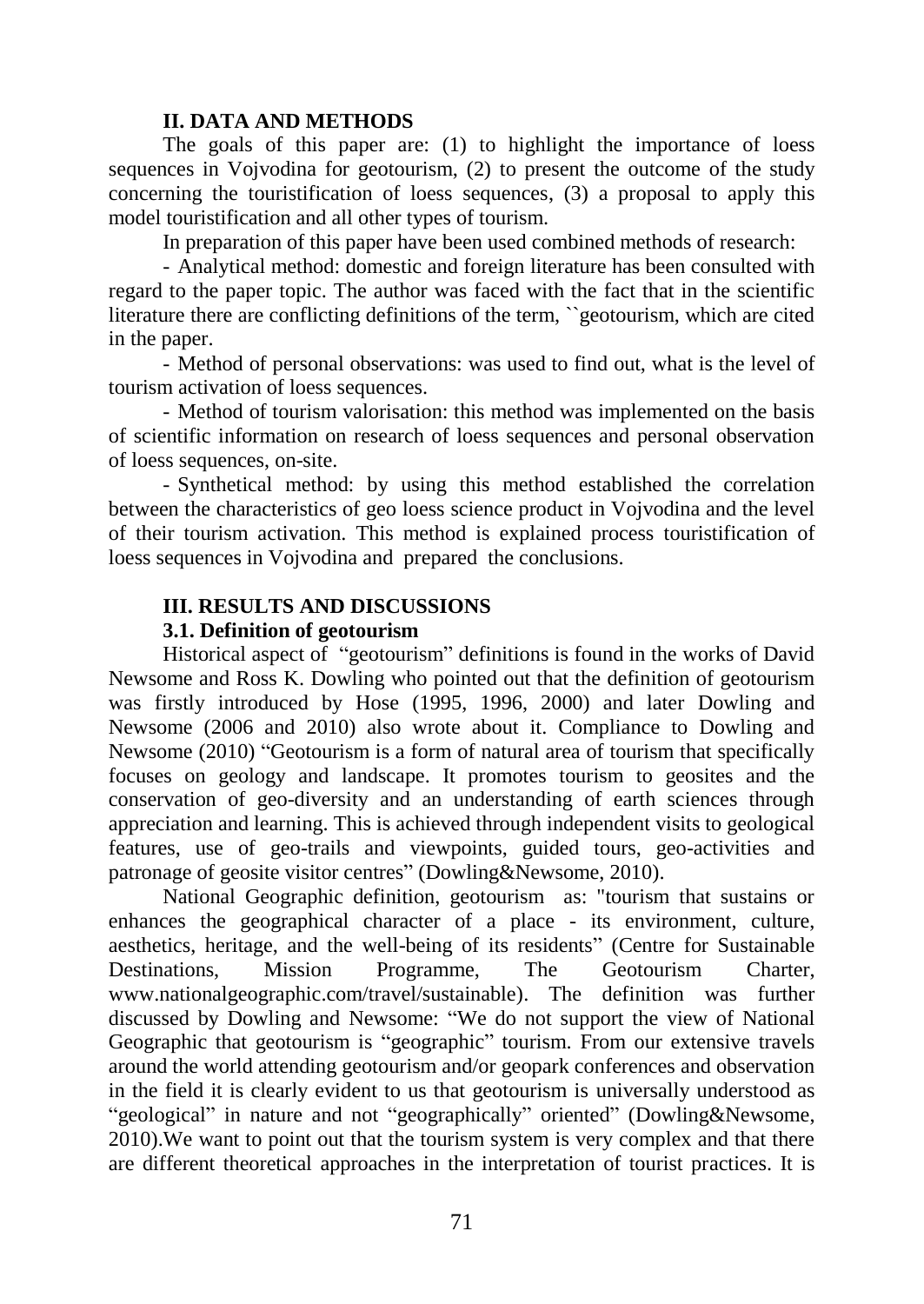## II. DATA AND METHODS

The goals of this paper are: (1) to highlight the importance of loess sequences in Vojvodina for geotourism, (2) to present the outcome of the study concerning the touristification of loess sequences, (3) a proposal to apply this model touristification and all other types of tourism.

In preparation of this paper have been used combined methods of research:

- Analytical method: domestic and foreign literature has been consulted with regard to the paper topic. The author was faced with the fact that in the scientific literature there are conflicting definitions of the term, ``geotourism, which are cited in the paper.

- Method of personal observations: was used to find out, what is the level of tourism activation of loess sequences.

- Method of tourism valorisation: this method was implemented on the basis of scientific information on research of loess sequences and personal observation of loess sequences, on-site.

- Synthetical method: by using this method established the correlation between the characteristics of geo loess science product in Vojvodina and the level of their tourism activation. This method is explained process touristification of loess sequences in Vojvodina and prepared the conclusions.

## III. RESULTS AND DISCUSSIONS

### 3.1. Definition of geotourism

Historical aspect of "geotourism" definitions is found in the works of David Newsome and Ross K. Dowling who pointed out that the definition of geotourism was firstly introduced by Hose (1995, 1996, 2000) and later Dowling and Newsome (2006 and 2010) also wrote about it. Compliance to Dowling and Newsome (2010) "Geotourism is a form of natural area of tourism that specifically focuses on geology and landscape. It promotes tourism to geosites and the conservation of geo-diversity and an understanding of earth sciences through appreciation and learning. This is achieved through independent visits to geological features, use of geo-trails and viewpoints, guided tours, geo-activities and patronage of geosite visitor centres" (Dowling&Newsome, 2010).

National Geographic definition, geotourism as: "tourism that sustains or enhances the geographical character of a place - its environment, culture, aesthetics, heritage, and the well-being of its residents" (Centre for Sustainable Destinations, Mission Programme, The Geotourism Charter, www.nationalgeographic.com/travel/sustainable). The definition was further discussed by Dowling and Newsome: "We do not support the view of National Geographic that geotourism is "geographic" tourism. From our extensive travels around the world attending geotourism and/or geopark conferences and observation in the field it is clearly evident to us that geotourism is universally understood as "geological" in nature and not "geographically" oriented" (Dowling&Newsome, 2010).We want to point out that the tourism system is very complex and that there are different theoretical approaches in the interpretation of tourist practices. It is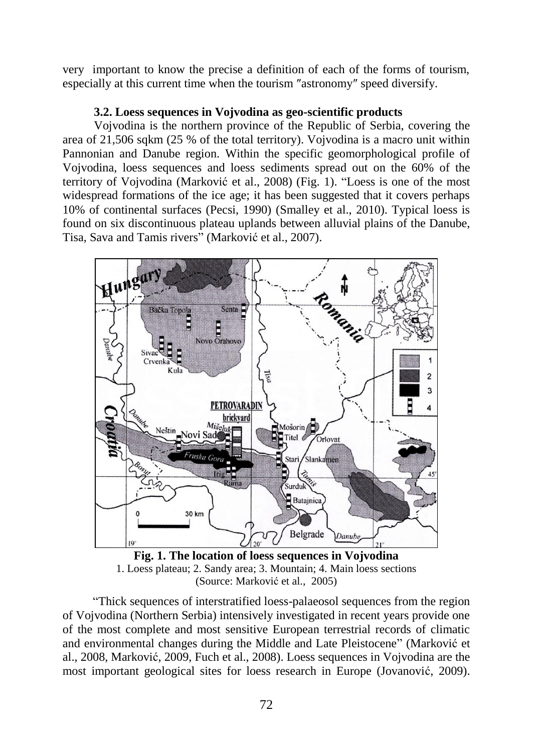very important to know the precise a definition of each of the forms of tourism, especially at this current time when the tourism ″astronomy″ speed diversify.

### 3.2. Loess sequences in Vojvodina as geo-scientific products

Vojvodina is the northern province of the Republic of Serbia, covering the area of 21,506 sqkm (25 % of the total territory). Vojvodina is a macro unit within Pannonian and Danube region. Within the specific geomorphological profile of Vojvodina, loess sequences and loess sediments spread out on the 60% of the territory of Vojvodina (Marković et al., 2008) (Fig. 1). "Loess is one of the most widespread formations of the ice age; it has been suggested that it covers perhaps 10% of continental surfaces (Pecsi, 1990) (Smalley et al., 2010). Typical loess is found on six discontinuous plateau uplands between alluvial plains of the Danube, Tisa, Sava and Tamis rivers" (Marković et al., 2007).

**Fig. 1. The location of loess sequences in Vojvodina**
1. Loess plateau; 2. Sandy area; 3. Mountain; 4. Main loess sections
(Source: Marković et al., 2005)

"Thick sequences of interstratified loess-palaeosol sequences from the region of Vojvodina (Northern Serbia) intensively investigated in recent years provide one of the most complete and most sensitive European terrestrial records of climatic and environmental changes during the Middle and Late Pleistocene" (Marković et al., 2008, Marković, 2009, Fuch et al., 2008). Loess sequences in Vojvodina are the most important geological sites for loess research in Europe (Jovanović, 2009).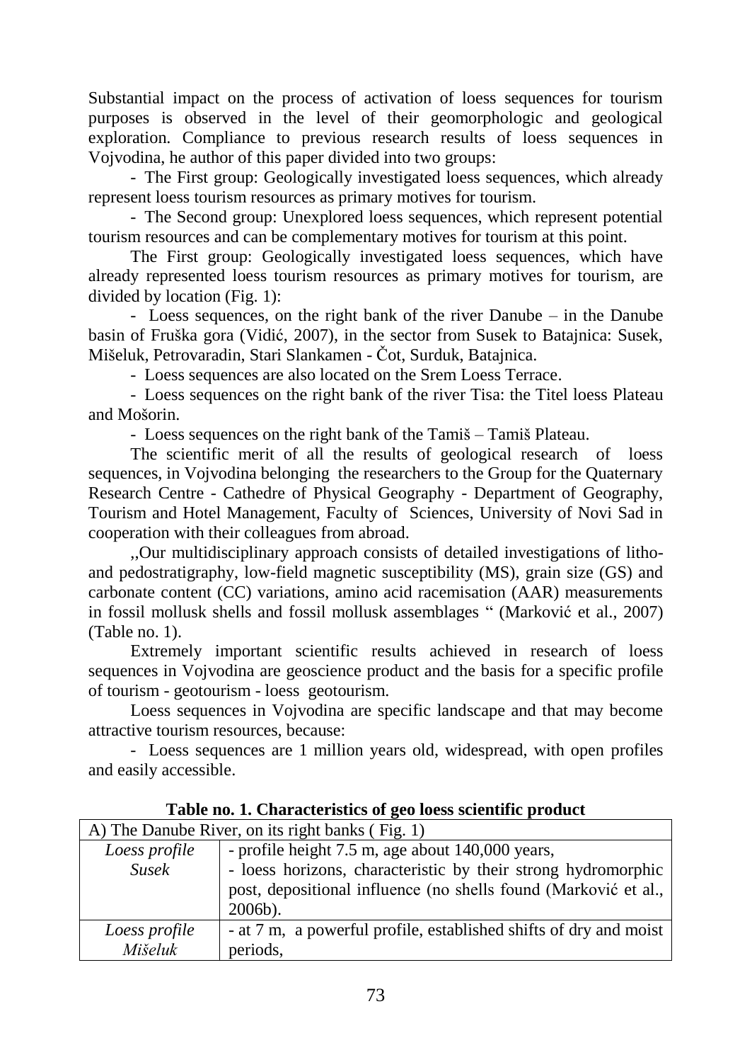Substantial impact on the process of activation of loess sequences for tourism purposes is observed in the level of their geomorphologic and geological exploration. Compliance to previous research results of loess sequences in Vojvodina, he author of this paper divided into two groups:

- The First group: Geologically investigated loess sequences, which already represent loess tourism resources as primary motives for tourism.
- The Second group: Unexplored loess sequences, which represent potential tourism resources and can be complementary motives for tourism at this point.

The First group: Geologically investigated loess sequences, which have already represented loess tourism resources as primary motives for tourism, are divided by location (Fig. 1):

- Loess sequences, on the right bank of the river Danube – in the Danube basin of Fruška gora (Vidić, 2007), in the sector from Susek to Batajnica: Susek, Mišeluk, Petrovaradin, Stari Slankamen - Čot, Surduk, Batajnica.
- Loess sequences are also located on the Srem Loess Terrace.
- Loess sequences on the right bank of the river Tisa: the Titel loess Plateau and Mošorin.
- Loess sequences on the right bank of the Tamiš – Tamiš Plateau.

The scientific merit of all the results of geological research of loess sequences, in Vojvodina belonging the researchers to the Group for the Quaternary Research Centre - Cathedre of Physical Geography - Department of Geography, Tourism and Hotel Management, Faculty of Sciences, University of Novi Sad in cooperation with their colleagues from abroad.

,,Our multidisciplinary approach consists of detailed investigations of litho- and pedostratigraphy, low-field magnetic susceptibility (MS), grain size (GS) and carbonate content (CC) variations, amino acid racemisation (AAR) measurements in fossil mollusk shells and fossil mollusk assemblages " (Marković et al., 2007) (Table no. 1).

Extremely important scientific results achieved in research of loess sequences in Vojvodina are geoscience product and the basis for a specific profile of tourism - geotourism - loess geotourism.

Loess sequences in Vojvodina are specific landscape and that may become attractive tourism resources, because:

- Loess sequences are 1 million years old, widespread, with open profiles and easily accessible.

**Table no. 1. Characteristics of geo loess scientific product**

| A) The Danube River, on its right banks ( Fig. 1) | |
|---|---|
| *Loess profile Susek* | - profile height 7.5 m, age about 140,000 years,<br>- loess horizons, characteristic by their strong hydromorphic post, depositional influence (no shells found (Marković et al., 2006b). |
| *Loess profile Mišeluk* | - at 7 m, a powerful profile, established shifts of dry and moist periods, |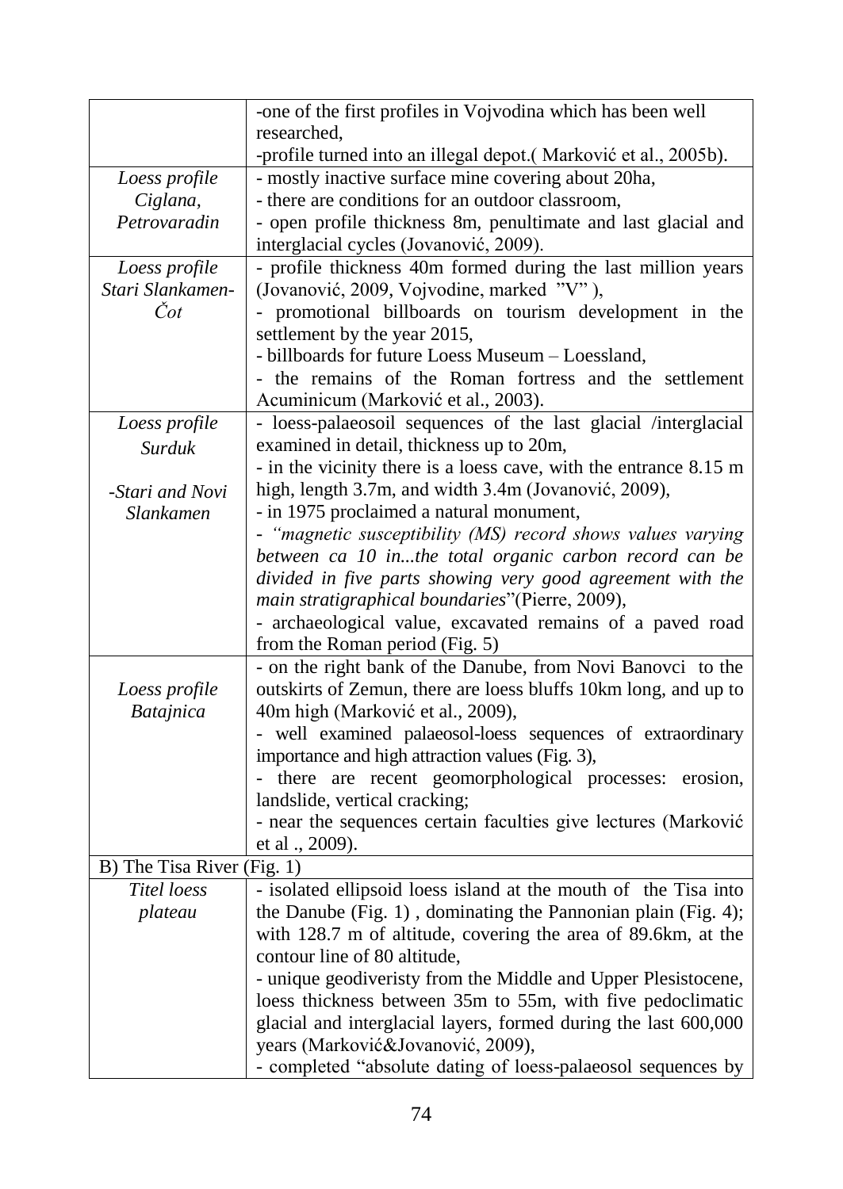| | |
|---|---|
| | -one of the first profiles in Vojvodina which has been well researched,<br>-profile turned into an illegal depot.( Marković et al., 2005b). |
| *Loess profile Ciglana, Petrovaradin* | - mostly inactive surface mine covering about 20ha,<br>- there are conditions for an outdoor classroom,<br>- open profile thickness 8m, penultimate and last glacial and interglacial cycles (Jovanović, 2009). |
| *Loess profile Stari Slankamen-Čot* | - profile thickness 40m formed during the last million years (Jovanović, 2009, Vojvodine, marked "V" ),<br>- promotional billboards on tourism development in the settlement by the year 2015,<br>- billboards for future Loess Museum – Loessland,<br>- the remains of the Roman fortress and the settlement Acuminicum (Marković et al., 2003). |
| *Loess profile Surduk*<br><br>*-Stari and Novi Slankamen* | - loess-palaeosoil sequences of the last glacial /interglacial examined in detail, thickness up to 20m,<br>- in the vicinity there is a loess cave, with the entrance 8.15 m high, length 3.7m, and width 3.4m (Jovanović, 2009),<br>- in 1975 proclaimed a natural monument,<br>- *"magnetic susceptibility (MS) record shows values varying between ca 10 in...the total organic carbon record can be divided in five parts showing very good agreement with the main stratigraphical boundaries*"(Pierre, 2009),<br>- archaeological value, excavated remains of a paved road from the Roman period (Fig. 5) |
| *Loess profile Batajnica* | - on the right bank of the Danube, from Novi Banovci to the outskirts of Zemun, there are loess bluffs 10km long, and up to 40m high (Marković et al., 2009),<br>- well examined palaeosol-loess sequences of extraordinary importance and high attraction values (Fig. 3),<br>- there are recent geomorphological processes: erosion, landslide, vertical cracking;<br>- near the sequences certain faculties give lectures (Marković et al ., 2009). |
| B) The Tisa River (Fig. 1) | |
| *Titel loess plateau* | - isolated ellipsoid loess island at the mouth of the Tisa into the Danube (Fig. 1) , dominating the Pannonian plain (Fig. 4); with 128.7 m of altitude, covering the area of 89.6km, at the contour line of 80 altitude,<br>- unique geodiveristy from the Middle and Upper Plesistocene, loess thickness between 35m to 55m, with five pedoclimatic glacial and interglacial layers, formed during the last 600,000 years (Marković&Jovanović, 2009),<br>- completed "absolute dating of loess-palaeosol sequences by |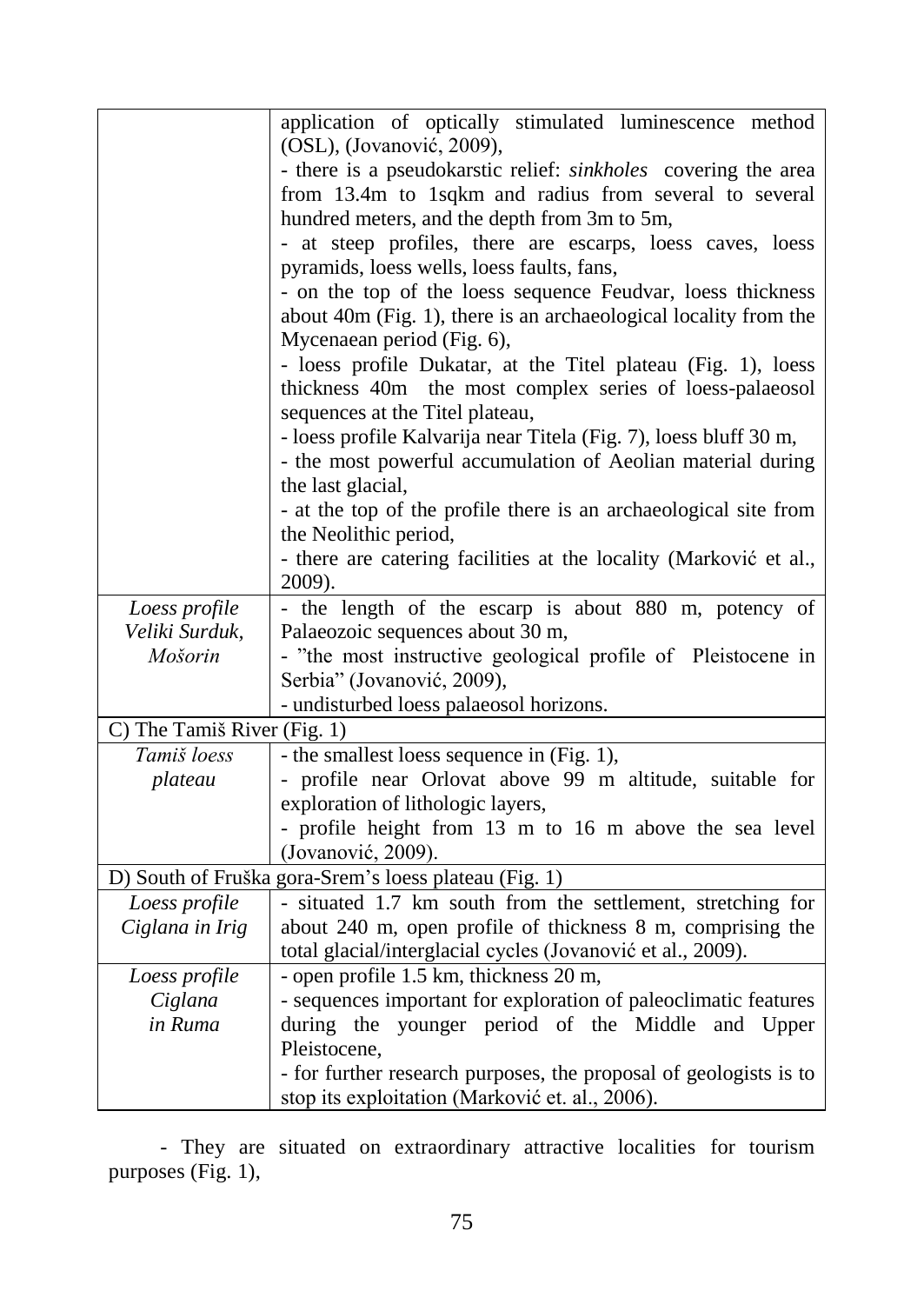| | |
|---|---|
| | application of optically stimulated luminescence method (OSL), (Jovanović, 2009),<br>- there is a pseudokarstic relief: *sinkholes* covering the area from 13.4m to 1sqkm and radius from several to several hundred meters, and the depth from 3m to 5m,<br>- at steep profiles, there are escarps, loess caves, loess pyramids, loess wells, loess faults, fans,<br>- on the top of the loess sequence Feudvar, loess thickness about 40m (Fig. 1), there is an archaeological locality from the Mycenaean period (Fig. 6),<br>- loess profile Dukatar, at the Titel plateau (Fig. 1), loess thickness 40m the most complex series of loess-palaeosol sequences at the Titel plateau,<br>- loess profile Kalvarija near Titela (Fig. 7), loess bluff 30 m,<br>- the most powerful accumulation of Aeolian material during the last glacial,<br>- at the top of the profile there is an archaeological site from the Neolithic period,<br>- there are catering facilities at the locality (Marković et al., 2009). |
| *Loess profile Veliki Surduk, Mošorin* | - the length of the escarp is about 880 m, potency of Palaeozoic sequences about 30 m,<br>- "the most instructive geological profile of Pleistocene in Serbia" (Jovanović, 2009),<br>- undisturbed loess palaeosol horizons. |
| C) The Tamiš River (Fig. 1) | |
| *Tamiš loess plateau* | - the smallest loess sequence in (Fig. 1),<br>- profile near Orlovat above 99 m altitude, suitable for exploration of lithologic layers,<br>- profile height from 13 m to 16 m above the sea level (Jovanović, 2009). |
| D) South of Fruška gora-Srem's loess plateau (Fig. 1) | |
| *Loess profile Ciglana in Irig* | - situated 1.7 km south from the settlement, stretching for about 240 m, open profile of thickness 8 m, comprising the total glacial/interglacial cycles (Jovanović et al., 2009). |
| *Loess profile Ciglana in Ruma* | - open profile 1.5 km, thickness 20 m,<br>- sequences important for exploration of paleoclimatic features during the younger period of the Middle and Upper Pleistocene,<br>- for further research purposes, the proposal of geologists is to stop its exploitation (Marković et. al., 2006). |

- They are situated on extraordinary attractive localities for tourism purposes (Fig. 1),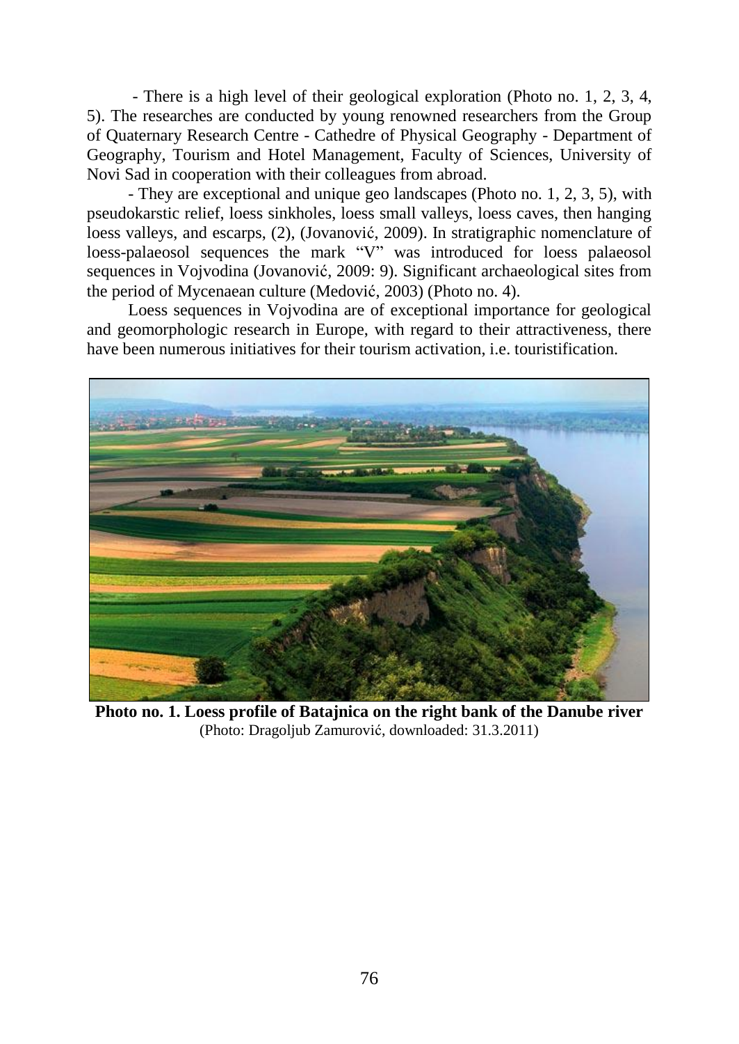- There is a high level of their geological exploration (Photo no. 1, 2, 3, 4, 5). The researches are conducted by young renowned researchers from the Group of Quaternary Research Centre - Cathedre of Physical Geography - Department of Geography, Tourism and Hotel Management, Faculty of Sciences, University of Novi Sad in cooperation with their colleagues from abroad.

- They are exceptional and unique geo landscapes (Photo no. 1, 2, 3, 5), with pseudokarstic relief, loess sinkholes, loess small valleys, loess caves, then hanging loess valleys, and escarps, (2), (Jovanović, 2009). In stratigraphic nomenclature of loess-palaeosol sequences the mark "V" was introduced for loess palaeosol sequences in Vojvodina (Jovanović, 2009: 9). Significant archaeological sites from the period of Mycenaean culture (Medović, 2003) (Photo no. 4).

Loess sequences in Vojvodina are of exceptional importance for geological and geomorphologic research in Europe, with regard to their attractiveness, there have been numerous initiatives for their tourism activation, i.e. touristification.

**Photo no. 1. Loess profile of Batajnica on the right bank of the Danube river**
(Photo: Dragoljub Zamurović, downloaded: 31.3.2011)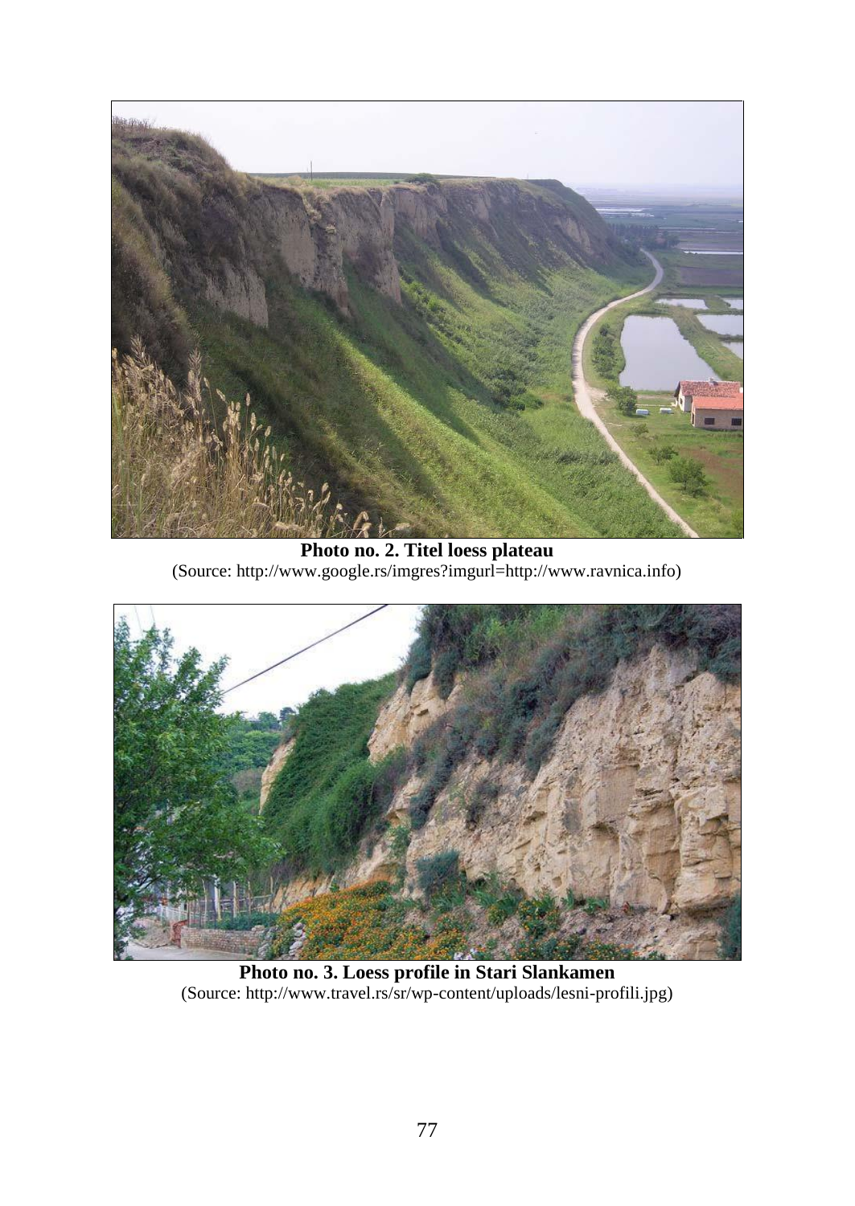**Photo no. 2. Titel loess plateau**
(Source: http://www.google.rs/imgres?imgurl=http://www.ravnica.info)

**Photo no. 3. Loess profile in Stari Slankamen**
(Source: http://www.travel.rs/sr/wp-content/uploads/lesni-profili.jpg)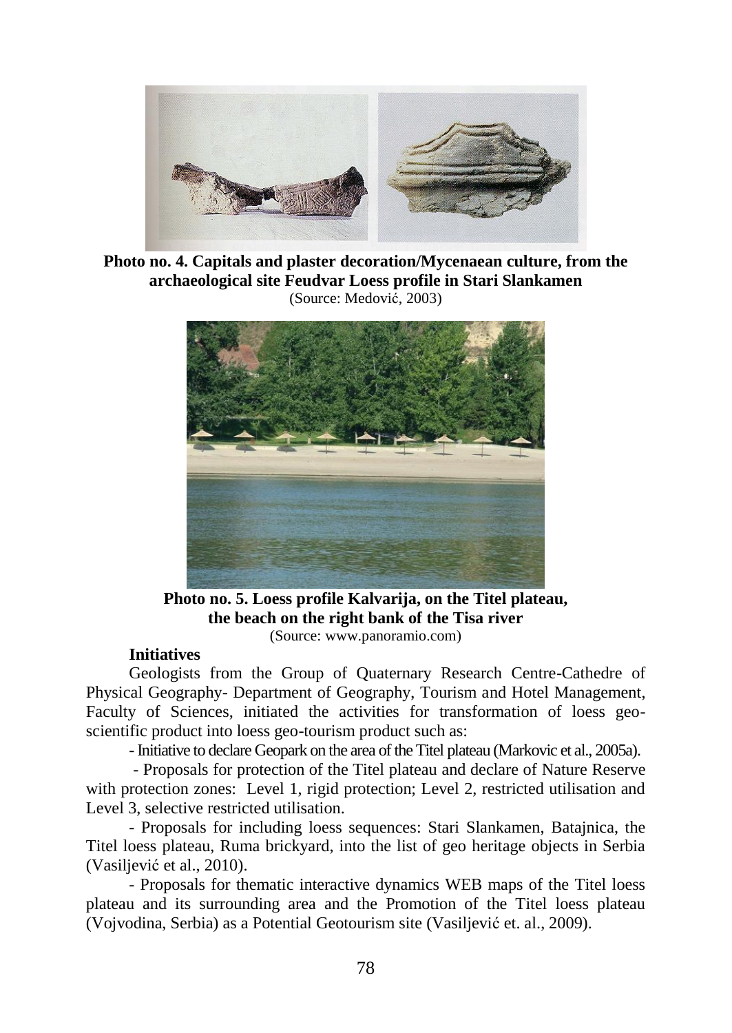**Photo no. 4. Capitals and plaster decoration/Mycenaean culture, from the archaeological site Feudvar Loess profile in Stari Slankamen**
(Source: Medović, 2003)

**Photo no. 5. Loess profile Kalvarija, on the Titel plateau, the beach on the right bank of the Tisa river**
(Source: www.panoramio.com)

**Initiatives**

Geologists from the Group of Quaternary Research Centre-Cathedre of Physical Geography- Department of Geography, Tourism and Hotel Management, Faculty of Sciences, initiated the activities for transformation of loess geo-scientific product into loess geo-tourism product such as:

- Initiative to declare Geopark on the area of the Titel plateau (Markovic et al., 2005a).

- Proposals for protection of the Titel plateau and declare of Nature Reserve with protection zones: Level 1, rigid protection; Level 2, restricted utilisation and Level 3, selective restricted utilisation.

- Proposals for including loess sequences: Stari Slankamen, Batajnica, the Titel loess plateau, Ruma brickyard, into the list of geo heritage objects in Serbia (Vasiljević et al., 2010).

- Proposals for thematic interactive dynamics WEB maps of the Titel loess plateau and its surrounding area and the Promotion of the Titel loess plateau (Vojvodina, Serbia) as a Potential Geotourism site (Vasiljević et. al., 2009).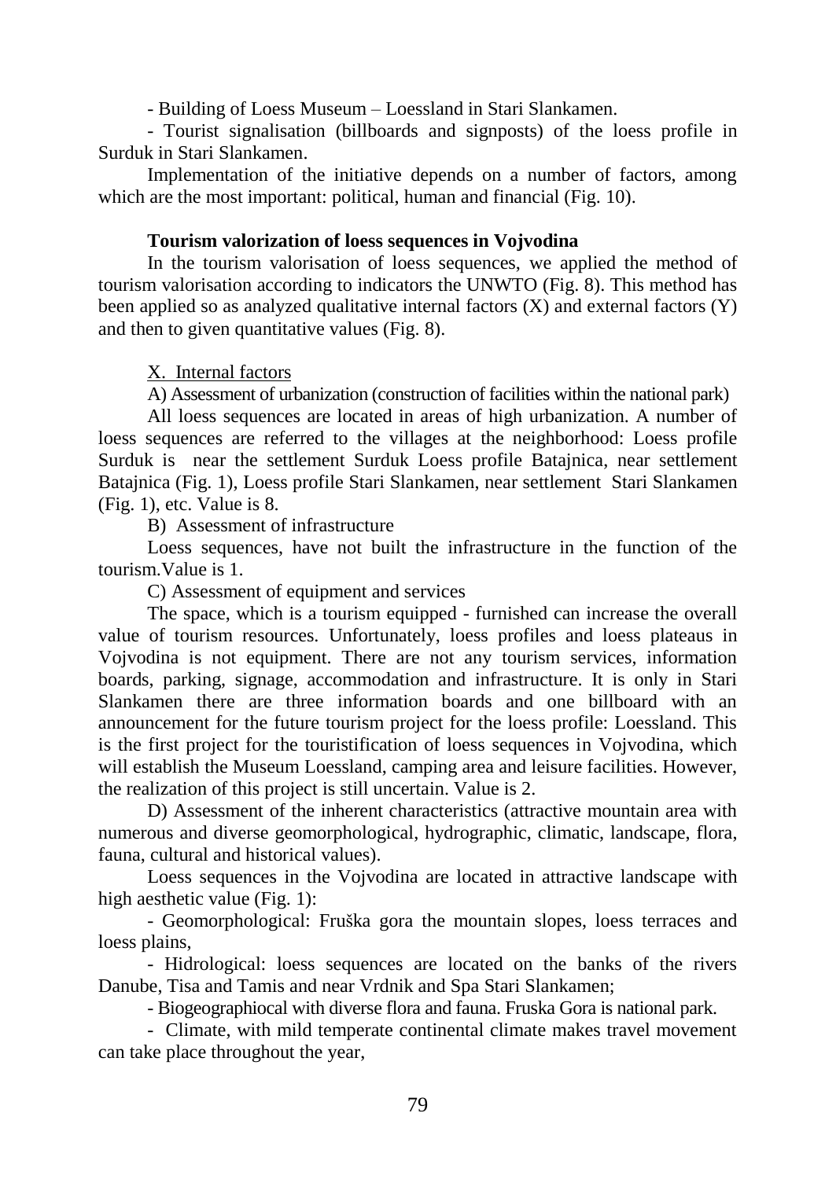- Building of Loess Museum – Loessland in Stari Slankamen.

- Tourist signalisation (billboards and signposts) of the loess profile in Surduk in Stari Slankamen.

Implementation of the initiative depends on a number of factors, among which are the most important: political, human and financial (Fig. 10).

### Tourism valorization of loess sequences in Vojvodina

In the tourism valorisation of loess sequences, we applied the method of tourism valorisation according to indicators the UNWTO (Fig. 8). This method has been applied so as analyzed qualitative internal factors (X) and external factors (Y) and then to given quantitative values (Fig. 8).

X. Internal factors

A) Assessment of urbanization (construction of facilities within the national park)

All loess sequences are located in areas of high urbanization. A number of loess sequences are referred to the villages at the neighborhood: Loess profile Surduk is near the settlement Surduk Loess profile Batajnica, near settlement Batajnica (Fig. 1), Loess profile Stari Slankamen, near settlement Stari Slankamen (Fig. 1), etc. Value is 8.

B) Assessment of infrastructure

Loess sequences, have not built the infrastructure in the function of the tourism.Value is 1.

C) Assessment of equipment and services

The space, which is a tourism equipped - furnished can increase the overall value of tourism resources. Unfortunately, loess profiles and loess plateaus in Vojvodina is not equipment. There are not any tourism services, information boards, parking, signage, accommodation and infrastructure. It is only in Stari Slankamen there are three information boards and one billboard with an announcement for the future tourism project for the loess profile: Loessland. This is the first project for the touristification of loess sequences in Vojvodina, which will establish the Museum Loessland, camping area and leisure facilities. However, the realization of this project is still uncertain. Value is 2.

D) Assessment of the inherent characteristics (attractive mountain area with numerous and diverse geomorphological, hydrographic, climatic, landscape, flora, fauna, cultural and historical values).

Loess sequences in the Vojvodina are located in attractive landscape with high aesthetic value (Fig. 1):

- Geomorphological: Fruška gora the mountain slopes, loess terraces and loess plains,

- Hidrological: loess sequences are located on the banks of the rivers Danube, Tisa and Tamis and near Vrdnik and Spa Stari Slankamen;

- Biogeographiocal with diverse flora and fauna. Fruska Gora is national park.

- Climate, with mild temperate continental climate makes travel movement can take place throughout the year,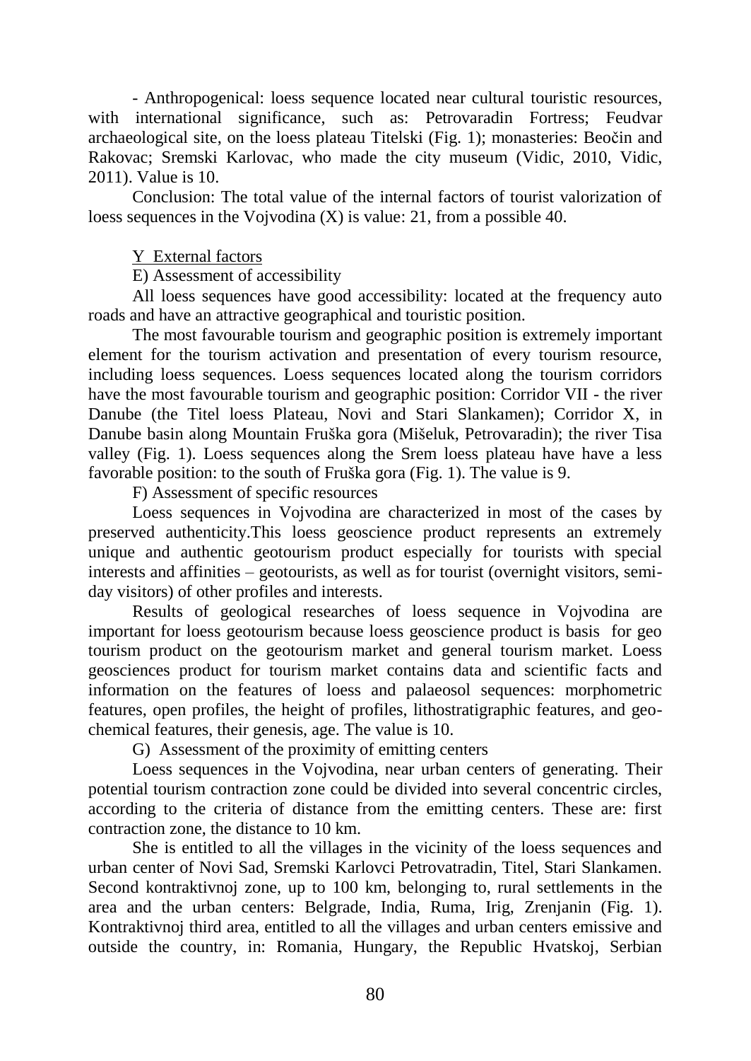- Anthropogenical: loess sequence located near cultural touristic resources, with international significance, such as: Petrovaradin Fortress; Feudvar archaeological site, on the loess plateau Titelski (Fig. 1); monasteries: Beočin and Rakovac; Sremski Karlovac, who made the city museum (Vidic, 2010, Vidic, 2011). Value is 10.

Conclusion: The total value of the internal factors of tourist valorization of loess sequences in the Vojvodina (X) is value: 21, from a possible 40.

Y External factors

E) Assessment of accessibility

All loess sequences have good accessibility: located at the frequency auto roads and have an attractive geographical and touristic position.

The most favourable tourism and geographic position is extremely important element for the tourism activation and presentation of every tourism resource, including loess sequences. Loess sequences located along the tourism corridors have the most favourable tourism and geographic position: Corridor VII - the river Danube (the Titel loess Plateau, Novi and Stari Slankamen); Corridor X, in Danube basin along Mountain Fruška gora (Mišeluk, Petrovaradin); the river Tisa valley (Fig. 1). Loess sequences along the Srem loess plateau have have a less favorable position: to the south of Fruška gora (Fig. 1). The value is 9.

F) Assessment of specific resources

Loess sequences in Vojvodina are characterized in most of the cases by preserved authenticity.This loess geoscience product represents an extremely unique and authentic geotourism product especially for tourists with special interests and affinities – geotourists, as well as for tourist (overnight visitors, semi-day visitors) of other profiles and interests.

Results of geological researches of loess sequence in Vojvodina are important for loess geotourism because loess geoscience product is basis for geo tourism product on the geotourism market and general tourism market. Loess geosciences product for tourism market contains data and scientific facts and information on the features of loess and palaeosol sequences: morphometric features, open profiles, the height of profiles, lithostratigraphic features, and geo-chemical features, their genesis, age. The value is 10.

G) Assessment of the proximity of emitting centers

Loess sequences in the Vojvodina, near urban centers of generating. Their potential tourism contraction zone could be divided into several concentric circles, according to the criteria of distance from the emitting centers. These are: first contraction zone, the distance to 10 km.

She is entitled to all the villages in the vicinity of the loess sequences and urban center of Novi Sad, Sremski Karlovci Petrovatradin, Titel, Stari Slankamen. Second kontraktivnoj zone, up to 100 km, belonging to, rural settlements in the area and the urban centers: Belgrade, India, Ruma, Irig, Zrenjanin (Fig. 1). Kontraktivnoj third area, entitled to all the villages and urban centers emissive and outside the country, in: Romania, Hungary, the Republic Hvatskoj, Serbian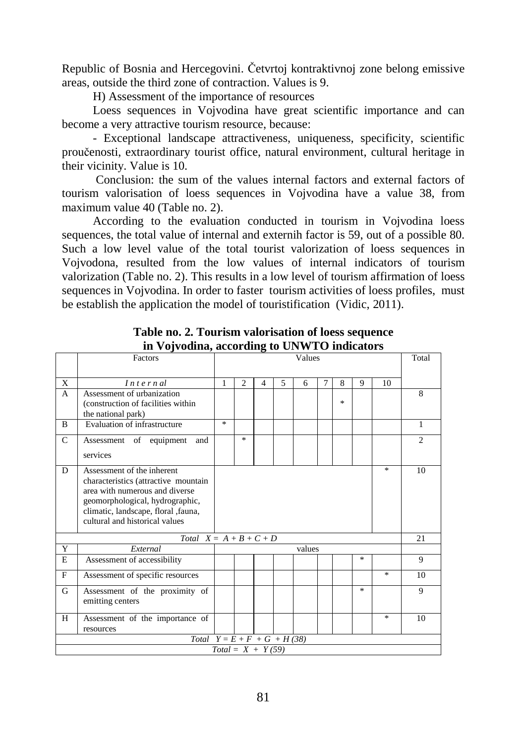Republic of Bosnia and Hercegovini. Četvrtoj kontraktivnoj zone belong emissive areas, outside the third zone of contraction. Values is 9.

H) Assessment of the importance of resources

Loess sequences in Vojvodina have great scientific importance and can become a very attractive tourism resource, because:

- Exceptional landscape attractiveness, uniqueness, specificity, scientific proučenosti, extraordinary tourist office, natural environment, cultural heritage in their vicinity. Value is 10.

Conclusion: the sum of the values internal factors and external factors of tourism valorisation of loess sequences in Vojvodina have a value 38, from maximum value 40 (Table no. 2).

According to the evaluation conducted in tourism in Vojvodina loess sequences, the total value of internal and externih factor is 59, out of a possible 80. Such a low level value of the total tourist valorization of loess sequences in Vojvodona, resulted from the low values of internal indicators of tourism valorization (Table no. 2). This results in a low level of tourism affirmation of loess sequences in Vojvodina. In order to faster tourism activities of loess profiles, must be establish the application the model of touristification (Vidic, 2011).

**Table no. 2. Tourism valorisation of loess sequence in Vojvodina, according to UNWTO indicators**

| | Factors | Values | | | | | | | | | Total |
|---|---|---|---|---|---|---|---|---|---|---|---|
| X | *Internal* | 1 | 2 | 4 | 5 | 6 | 7 | 8 | 9 | 10 | |
| A | Assessment of urbanization (construction of facilities within the national park) | | | | | | | * | | | 8 |
| B | Evaluation of infrastructure | * | | | | | | | | | 1 |
| C | Assessment of equipment and services | | * | | | | | | | | 2 |
| D | Assessment of the inherent characteristics (attractive mountain area with numerous and diverse geomorphological, hydrographic, climatic, landscape, floral ,fauna, cultural and historical values | | | | | | | | | * | 10 |
| | *Total X = A + B + C + D* | | | | | | | | | | 21 |
| Y | *External* | values | | | | | | | | | |
| E | Assessment of accessibility | | | | | | | | * | | 9 |
| F | Assessment of specific resources | | | | | | | | | * | 10 |
| G | Assessment of the proximity of emitting centers | | | | | | | | * | | 9 |
| H | Assessment of the importance of resources | | | | | | | | | * | 10 |
| | *Total Y = E + F + G + H (38)* | | | | | | | | | | |
| | *Total = X + Y (59)* | | | | | | | | | | |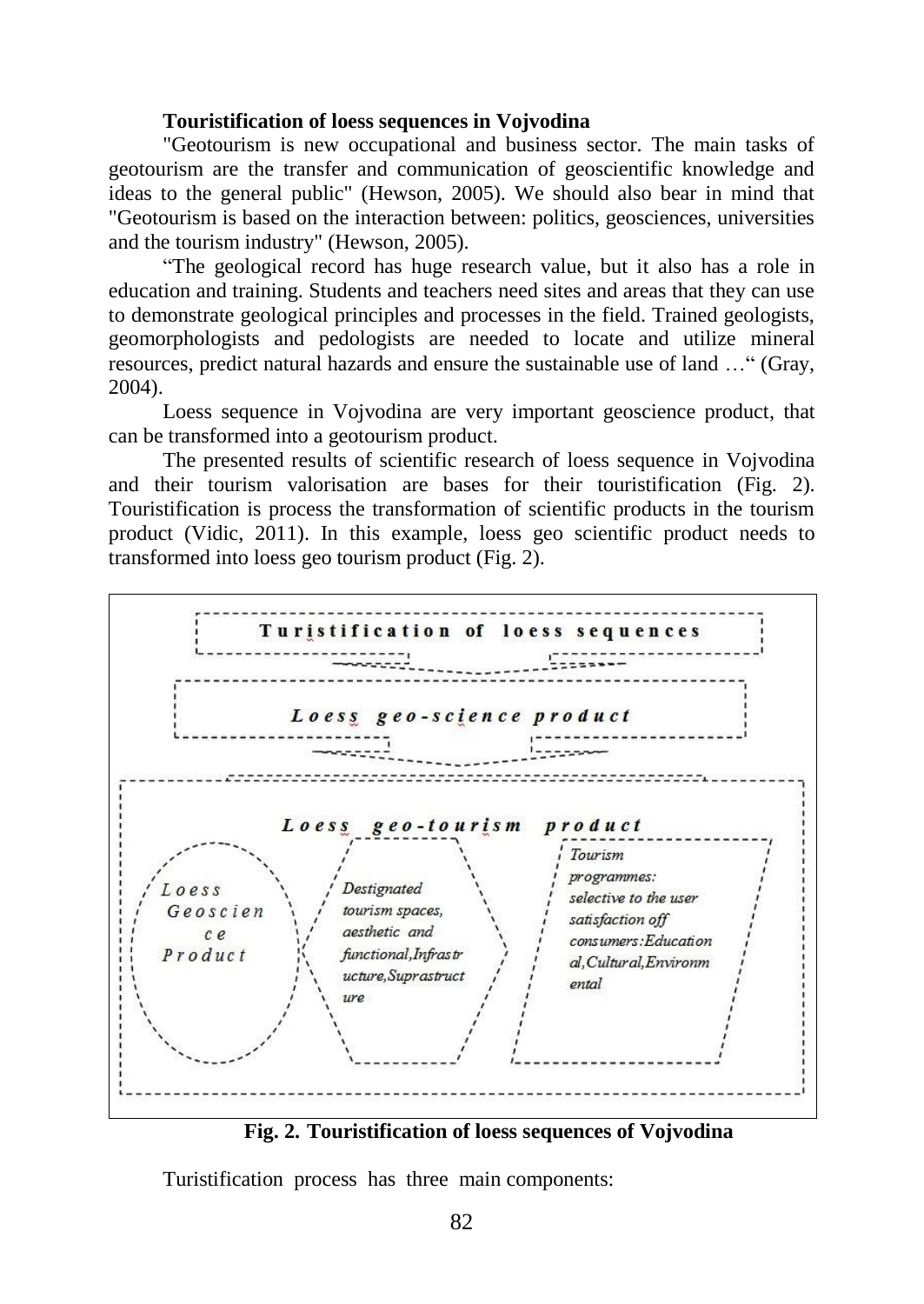**Touristification of loess sequences in Vojvodina**

"Geotourism is new occupational and business sector. The main tasks of geotourism are the transfer and communication of geoscientific knowledge and ideas to the general public" (Hewson, 2005). We should also bear in mind that "Geotourism is based on the interaction between: politics, geosciences, universities and the tourism industry" (Hewson, 2005).

"The geological record has huge research value, but it also has a role in education and training. Students and teachers need sites and areas that they can use to demonstrate geological principles and processes in the field. Trained geologists, geomorphologists and pedologists are needed to locate and utilize mineral resources, predict natural hazards and ensure the sustainable use of land …" (Gray, 2004).

Loess sequence in Vojvodina are very important geoscience product, that can be transformed into a geotourism product.

The presented results of scientific research of loess sequence in Vojvodina and their tourism valorisation are bases for their touristification (Fig. 2). Touristification is process the transformation of scientific products in the tourism product (Vidic, 2011). In this example, loess geo scientific product needs to transformed into loess geo tourism product (Fig. 2).

Turistification of loess sequences

Loess geo-science product

Loess geo-tourism product

Loess Geoscience Product

Destignated tourism spaces, aesthetic and functional, Infrastructure, Suprastructure

Tourism programmes: selective to the user satisfaction off consumers: Educational, Cultural, Environmental

**Fig. 2. Touristification of loess sequences of Vojvodina**

Turistification process has three main components: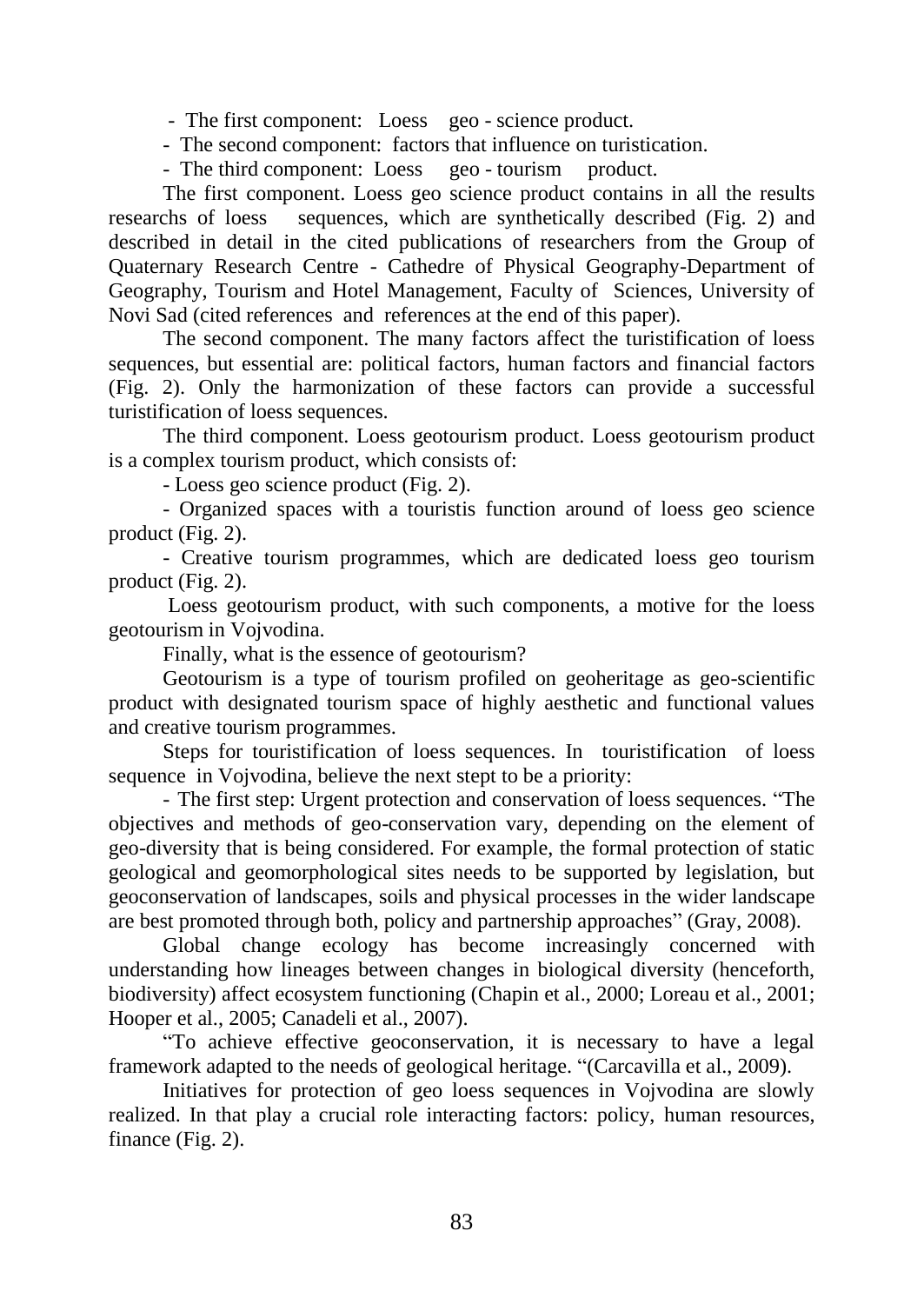- The first component: Loess geo - science product.
- The second component: factors that influence on turistication.
- The third component: Loess geo - tourism product.

The first component. Loess geo science product contains in all the results researchs of loess sequences, which are synthetically described (Fig. 2) and described in detail in the cited publications of researchers from the Group of Quaternary Research Centre - Cathedre of Physical Geography-Department of Geography, Tourism and Hotel Management, Faculty of Sciences, University of Novi Sad (cited references and references at the end of this paper).

The second component. The many factors affect the turistification of loess sequences, but essential are: political factors, human factors and financial factors (Fig. 2). Only the harmonization of these factors can provide a successful turistification of loess sequences.

The third component. Loess geotourism product. Loess geotourism product is a complex tourism product, which consists of:

- Loess geo science product (Fig. 2).
- Organized spaces with a touristis function around of loess geo science product (Fig. 2).
- Creative tourism programmes, which are dedicated loess geo tourism product (Fig. 2).

Loess geotourism product, with such components, a motive for the loess geotourism in Vojvodina.

Finally, what is the essence of geotourism?

Geotourism is a type of tourism profiled on geoheritage as geo-scientific product with designated tourism space of highly aesthetic and functional values and creative tourism programmes.

Steps for touristification of loess sequences. In touristification of loess sequence in Vojvodina, believe the next stept to be a priority:

- The first step: Urgent protection and conservation of loess sequences. "The objectives and methods of geo-conservation vary, depending on the element of geo-diversity that is being considered. For example, the formal protection of static geological and geomorphological sites needs to be supported by legislation, but geoconservation of landscapes, soils and physical processes in the wider landscape are best promoted through both, policy and partnership approaches" (Gray, 2008).

Global change ecology has become increasingly concerned with understanding how lineages between changes in biological diversity (henceforth, biodiversity) affect ecosystem functioning (Chapin et al., 2000; Loreau et al., 2001; Hooper et al., 2005; Canadeli et al., 2007).

"To achieve effective geoconservation, it is necessary to have a legal framework adapted to the needs of geological heritage. "(Carcavilla et al., 2009).

Initiatives for protection of geo loess sequences in Vojvodina are slowly realized. In that play a crucial role interacting factors: policy, human resources, finance (Fig. 2).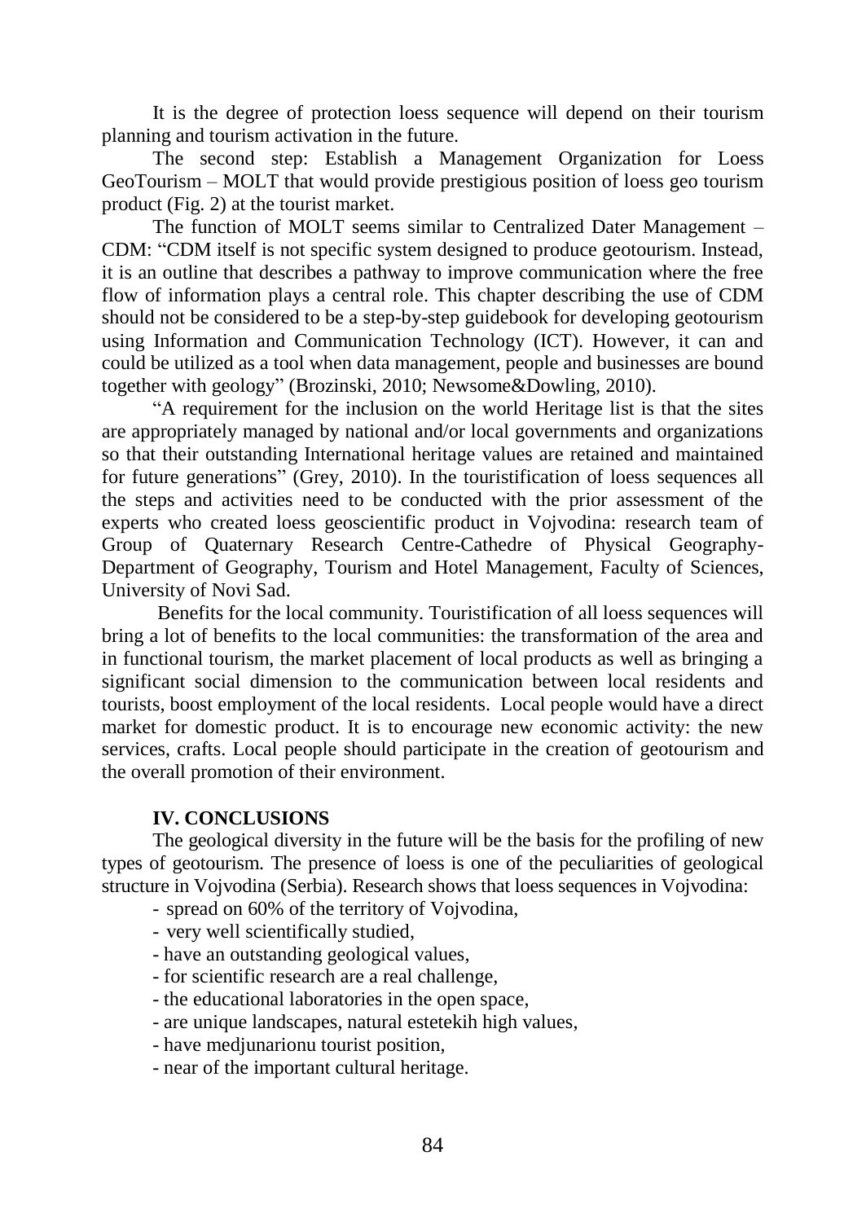It is the degree of protection loess sequence will depend on their tourism planning and tourism activation in the future.

The second step: Establish a Management Organization for Loess GeoTourism – MOLT that would provide prestigious position of loess geo tourism product (Fig. 2) at the tourist market.

The function of MOLT seems similar to Centralized Dater Management – CDM: "CDM itself is not specific system designed to produce geotourism. Instead, it is an outline that describes a pathway to improve communication where the free flow of information plays a central role. This chapter describing the use of CDM should not be considered to be a step-by-step guidebook for developing geotourism using Information and Communication Technology (ICT). However, it can and could be utilized as a tool when data management, people and businesses are bound together with geology" (Brozinski, 2010; Newsome&Dowling, 2010).

"A requirement for the inclusion on the world Heritage list is that the sites are appropriately managed by national and/or local governments and organizations so that their outstanding International heritage values are retained and maintained for future generations" (Grey, 2010). In the touristification of loess sequences all the steps and activities need to be conducted with the prior assessment of the experts who created loess geoscientific product in Vojvodina: research team of Group of Quaternary Research Centre-Cathedre of Physical Geography-Department of Geography, Tourism and Hotel Management, Faculty of Sciences, University of Novi Sad.

Benefits for the local community. Touristification of all loess sequences will bring a lot of benefits to the local communities: the transformation of the area and in functional tourism, the market placement of local products as well as bringing a significant social dimension to the communication between local residents and tourists, boost employment of the local residents. Local people would have a direct market for domestic product. It is to encourage new economic activity: the new services, crafts. Local people should participate in the creation of geotourism and the overall promotion of their environment.

## IV. CONCLUSIONS

The geological diversity in the future will be the basis for the profiling of new types of geotourism. The presence of loess is one of the peculiarities of geological structure in Vojvodina (Serbia). Research shows that loess sequences in Vojvodina:

- spread on 60% of the territory of Vojvodina,
- very well scientifically studied,
- have an outstanding geological values,
- for scientific research are a real challenge,
- the educational laboratories in the open space,
- are unique landscapes, natural estetekih high values,
- have medjunarionu tourist position,
- near of the important cultural heritage.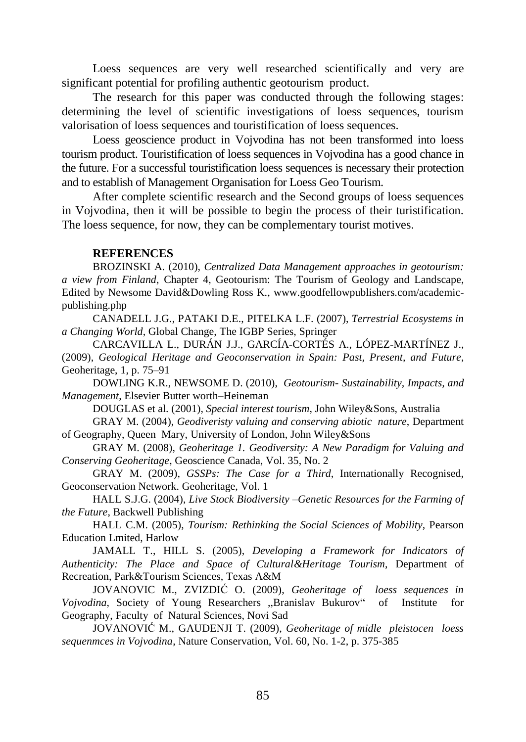Loess sequences are very well researched scientifically and very are significant potential for profiling authentic geotourism product.

The research for this paper was conducted through the following stages: determining the level of scientific investigations of loess sequences, tourism valorisation of loess sequences and touristification of loess sequences.

Loess geoscience product in Vojvodina has not been transformed into loess tourism product. Touristification of loess sequences in Vojvodina has a good chance in the future. For a successful touristification loess sequences is necessary their protection and to establish of Management Organisation for Loess Geo Tourism.

After complete scientific research and the Second groups of loess sequences in Vojvodina, then it will be possible to begin the process of their turistification. The loess sequence, for now, they can be complementary tourist motives.

## REFERENCES

BROZINSKI A. (2010), *Centralized Data Management approaches in geotourism: a view from Finland*, Chapter 4, Geotourism: The Tourism of Geology and Landscape, Edited by Newsome David&Dowling Ross K., www.goodfellowpublishers.com/academic-publishing.php

CANADELL J.G., PATAKI D.E., PITELKA L.F. (2007), *Terrestrial Ecosystems in a Changing World*, Global Change, The IGBP Series, Springer

CARCAVILLA L., DURÁN J.J., GARCÍA-CORTÉS A., LÓPEZ-MARTÍNEZ J., (2009), *Geological Heritage and Geoconservation in Spain: Past, Present, and Future*, Geoheritage, 1, p. 75–91

DOWLING K.R., NEWSOME D. (2010), *Geotourism- Sustainability, Impacts, and Management*, Elsevier Butter worth–Heineman

DOUGLAS et al. (2001), *Special interest tourism*, John Wiley&Sons, Australia

GRAY M. (2004), *Geodiveristy valuing and conserving abiotic nature*, Department of Geography, Queen Mary, University of London, John Wiley&Sons

GRAY M. (2008), *Geoheritage 1. Geodiversity: A New Paradigm for Valuing and Conserving Geoheritage*, Geoscience Canada, Vol. 35, No. 2

GRAY M. (2009), *GSSPs: The Case for a Third*, Internationally Recognised, Geoconservation Network. Geoheritage, Vol. 1

HALL S.J.G. (2004), *Live Stock Biodiversity –Genetic Resources for the Farming of the Future*, Backwell Publishing

HALL C.M. (2005), *Tourism: Rethinking the Social Sciences of Mobility*, Pearson Education Lmited, Harlow

JAMALL T., HILL S. (2005), *Developing a Framework for Indicators of Authenticity: The Place and Space of Cultural&Heritage Tourism*, Department of Recreation, Park&Tourism Sciences, Texas A&M

JOVANOVIC M., ZVIZDIĆ O. (2009), *Geoheritage of loess sequences in Vojvodina*, Society of Young Researchers ,,Branislav Bukurov" of Institute for Geography, Faculty of Natural Sciences, Novi Sad

JOVANOVIĆ M., GAUDENJI T. (2009), *Geoheritage of midle pleistocen loess sequenmces in Vojvodina*, Nature Conservation, Vol. 60, No. 1-2, p. 375-385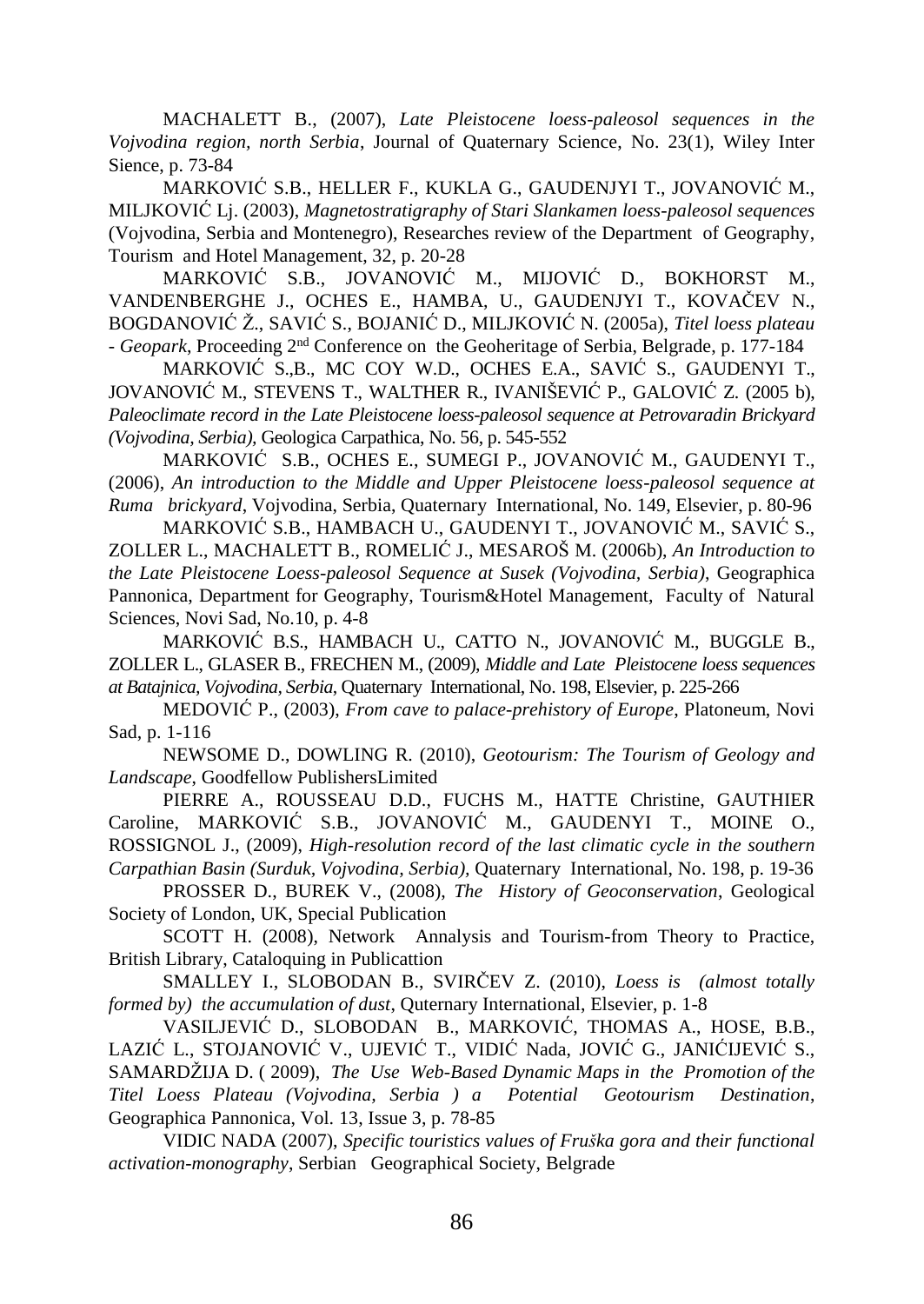MACHALETT B., (2007), *Late Pleistocene loess-paleosol sequences in the Vojvodina region, north Serbia*, Journal of Quaternary Science, No. 23(1), Wiley Inter Sience, p. 73-84

MARKOVIĆ S.B., HELLER F., KUKLA G., GAUDENJYI T., JOVANOVIĆ M., MILJKOVIĆ Lj. (2003), *Magnetostratigraphy of Stari Slankamen loess-paleosol sequences* (Vojvodina, Serbia and Montenegro), Researches review of the Department of Geography, Tourism and Hotel Management, 32, p. 20-28

MARKOVIĆ S.B., JOVANOVIĆ M., MIJOVIĆ D., BOKHORST M., VANDENBERGHE J., OCHES E., HAMBA, U., GAUDENJYI T., KOVAČEV N., BOGDANOVIĆ Ž., SAVIĆ S., BOJANIĆ D., MILJKOVIĆ N. (2005a), *Titel loess plateau - Geopark*, Proceeding 2nd Conference on the Geoheritage of Serbia, Belgrade, p. 177-184

MARKOVIĆ S.,B., MC COY W.D., OCHES E.A., SAVIĆ S., GAUDENYI T., JOVANOVIĆ M., STEVENS T., WALTHER R., IVANIŠEVIĆ P., GALOVIĆ Z. (2005 b), *Paleoclimate record in the Late Pleistocene loess-paleosol sequence at Petrovaradin Brickyard (Vojvodina, Serbia)*, Geologica Carpathica, No. 56, p. 545-552

MARKOVIĆ S.B., OCHES E., SUMEGI P., JOVANOVIĆ M., GAUDENYI T., (2006), *An introduction to the Middle and Upper Pleistocene loess-paleosol sequence at Ruma brickyard*, Vojvodina, Serbia, Quaternary International, No. 149, Elsevier, p. 80-96

MARKOVIĆ S.B., HAMBACH U., GAUDENYI T., JOVANOVIĆ M., SAVIĆ S., ZOLLER L., MACHALETT B., ROMELIĆ J., MESAROŠ M. (2006b), *An Introduction to the Late Pleistocene Loess-paleosol Sequence at Susek (Vojvodina, Serbia)*, Geographica Pannonica, Department for Geography, Tourism&Hotel Management, Faculty of Natural Sciences, Novi Sad, No.10, p. 4-8

MARKOVIĆ B.S., HAMBACH U., CATTO N., JOVANOVIĆ M., BUGGLE B., ZOLLER L., GLASER B., FRECHEN M., (2009), *Middle and Late Pleistocene loess sequences at Batajnica, Vojvodina, Serbia*, Quaternary International, No. 198, Elsevier, p. 225-266

MEDOVIĆ P., (2003), *From cave to palace-prehistory of Europe*, Platoneum, Novi Sad, p. 1-116

NEWSOME D., DOWLING R. (2010), *Geotourism: The Tourism of Geology and Landscape*, Goodfellow PublishersLimited

PIERRE A., ROUSSEAU D.D., FUCHS M., HATTE Christine, GAUTHIER Caroline, MARKOVIĆ S.B., JOVANOVIĆ M., GAUDENYI T., MOINE O., ROSSIGNOL J., (2009), *High-resolution record of the last climatic cycle in the southern Carpathian Basin (Surduk, Vojvodina, Serbia)*, Quaternary International, No. 198, p. 19-36

PROSSER D., BUREK V., (2008), *The History of Geoconservation*, Geological Society of London, UK, Special Publication

SCOTT H. (2008), Network Annalysis and Tourism-from Theory to Practice, British Library, Cataloquing in Publicattion

SMALLEY I., SLOBODAN B., SVIRČEV Z. (2010), *Loess is (almost totally formed by) the accumulation of dust*, Quternary International, Elsevier, p. 1-8

VASILJEVIĆ D., SLOBODAN B., MARKOVIĆ, THOMAS A., HOSE, B.B., LAZIĆ L., STOJANOVIĆ V., UJEVIĆ T., VIDIĆ Nada, JOVIĆ G., JANIĆIJEVIĆ S., SAMARDŽIJA D. ( 2009), *The Use Web-Based Dynamic Maps in the Promotion of the Titel Loess Plateau (Vojvodina, Serbia ) a Potential Geotourism Destination*, Geographica Pannonica, Vol. 13, Issue 3, p. 78-85

VIDIC NADA (2007), *Specific touristics values of Fruška gora and their functional activation-monography*, Serbian Geographical Society, Belgrade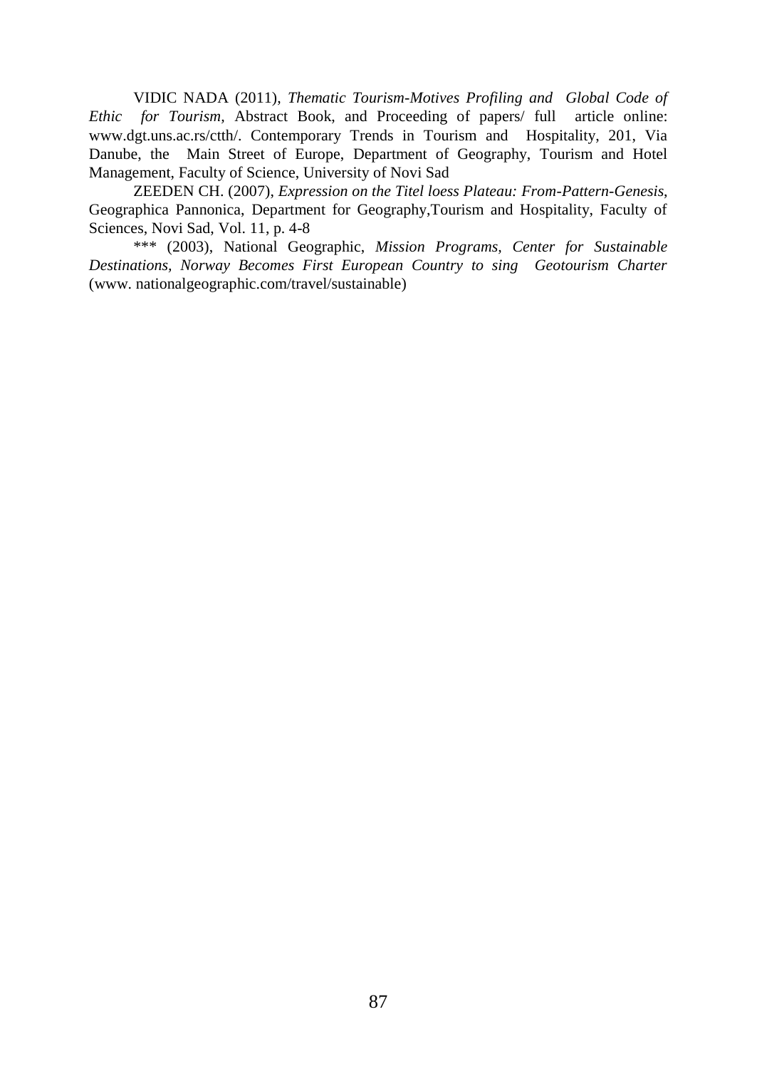VIDIC NADA (2011), *Thematic Tourism-Motives Profiling and Global Code of Ethic for Tourism*, Abstract Book, and Proceeding of papers/ full article online: www.dgt.uns.ac.rs/ctth/. Contemporary Trends in Tourism and Hospitality, 201, Via Danube, the Main Street of Europe, Department of Geography, Tourism and Hotel Management, Faculty of Science, University of Novi Sad

ZEEDEN CH. (2007), *Expression on the Titel loess Plateau: From-Pattern-Genesis*, Geographica Pannonica, Department for Geography,Tourism and Hospitality, Faculty of Sciences, Novi Sad, Vol. 11, p. 4-8

*** (2003), National Geographic, *Mission Programs, Center for Sustainable Destinations, Norway Becomes First European Country to sing Geotourism Charter* (www. nationalgeographic.com/travel/sustainable)